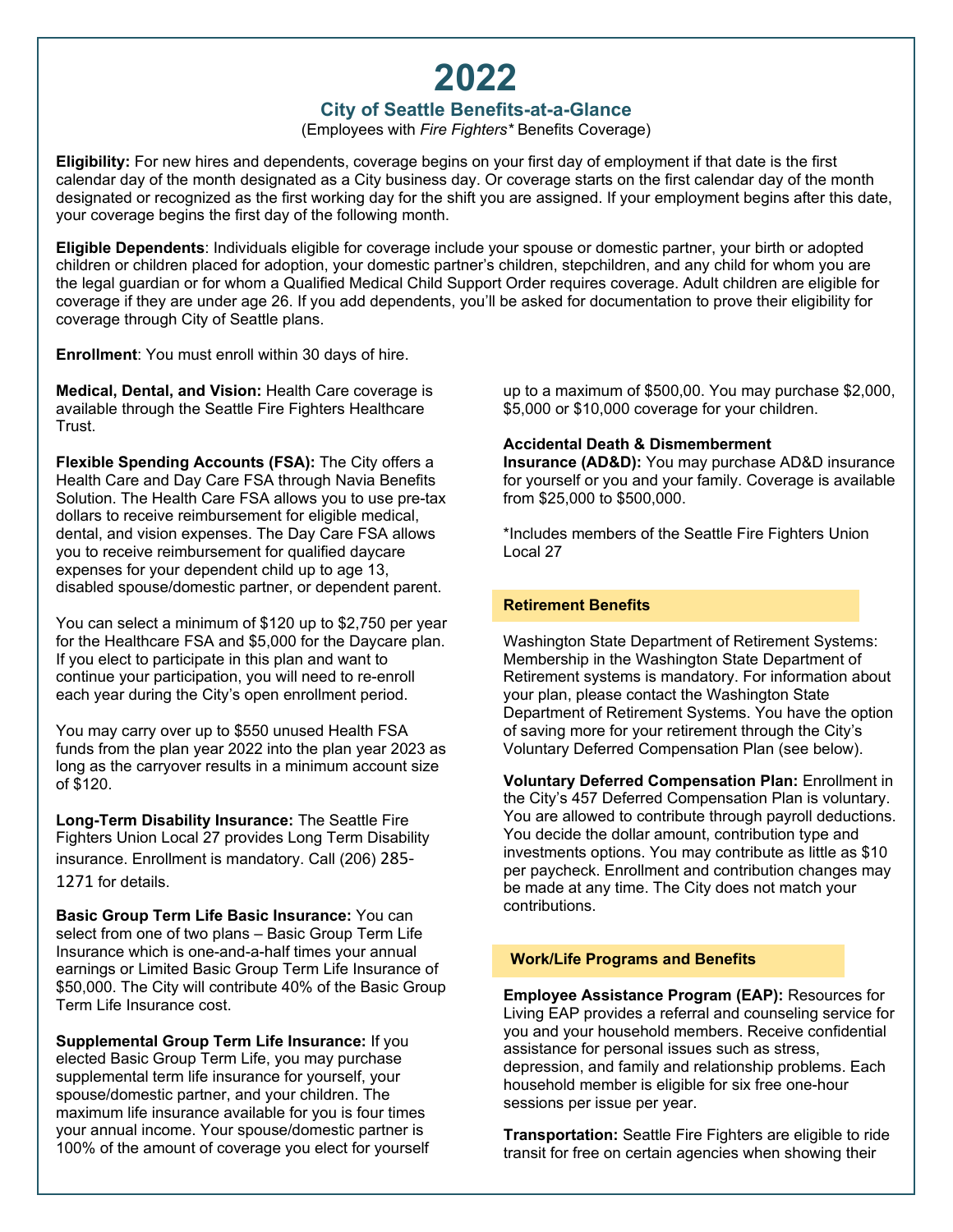# 2022

## City of Seattle Benefits-at-a-Glance

(Employees with *Fire Fighters** Benefits Coverage)

**Eligibility:** For new hires and dependents, coverage begins on your first day of employment if that date is the first calendar day of the month designated as a City business day. Or coverage starts on the first calendar day of the month designated or recognized as the first working day for the shift you are assigned. If your employment begins after this date, your coverage begins the first day of the following month.

**Eligible Dependents**: Individuals eligible for coverage include your spouse or domestic partner, your birth or adopted children or children placed for adoption, your domestic partner's children, stepchildren, and any child for whom you are the legal guardian or for whom a Qualified Medical Child Support Order requires coverage. Adult children are eligible for coverage if they are under age 26. If you add dependents, you'll be asked for documentation to prove their eligibility for coverage through City of Seattle plans.

**Enrollment**: You must enroll within 30 days of hire.

**Medical, Dental, and Vision:** Health Care coverage is available through the Seattle Fire Fighters Healthcare Trust.

**Flexible Spending Accounts (FSA):** The City offers a Health Care and Day Care FSA through Navia Benefits Solution. The Health Care FSA allows you to use pre-tax dollars to receive reimbursement for eligible medical, dental, and vision expenses. The Day Care FSA allows you to receive reimbursement for qualified daycare expenses for your dependent child up to age 13, disabled spouse/domestic partner, or dependent parent.

You can select a minimum of $120 up to $2,750 per year for the Healthcare FSA and $5,000 for the Daycare plan. If you elect to participate in this plan and want to continue your participation, you will need to re-enroll each year during the City's open enrollment period.

You may carry over up to $550 unused Health FSA funds from the plan year 2022 into the plan year 2023 as long as the carryover results in a minimum account size of $120.

**Long-Term Disability Insurance:** The Seattle Fire Fighters Union Local 27 provides Long Term Disability insurance. Enrollment is mandatory. Call (206) 285-1271 for details.

**Basic Group Term Life Basic Insurance:** You can select from one of two plans – Basic Group Term Life Insurance which is one-and-a-half times your annual earnings or Limited Basic Group Term Life Insurance of $50,000. The City will contribute 40% of the Basic Group Term Life Insurance cost.

**Supplemental Group Term Life Insurance:** If you elected Basic Group Term Life, you may purchase supplemental term life insurance for yourself, your spouse/domestic partner, and your children. The maximum life insurance available for you is four times your annual income. Your spouse/domestic partner is 100% of the amount of coverage you elect for yourself up to a maximum of $500,00. You may purchase $2,000, $5,000 or $10,000 coverage for your children.

**Accidental Death & Dismemberment Insurance (AD&D):** You may purchase AD&D insurance for yourself or you and your family. Coverage is available from $25,000 to $500,000.

*Includes members of the Seattle Fire Fighters Union Local 27

### Retirement Benefits

Washington State Department of Retirement Systems: Membership in the Washington State Department of Retirement systems is mandatory. For information about your plan, please contact the Washington State Department of Retirement Systems. You have the option of saving more for your retirement through the City's Voluntary Deferred Compensation Plan (see below).

**Voluntary Deferred Compensation Plan:** Enrollment in the City's 457 Deferred Compensation Plan is voluntary. You are allowed to contribute through payroll deductions. You decide the dollar amount, contribution type and investments options. You may contribute as little as $10 per paycheck. Enrollment and contribution changes may be made at any time. The City does not match your contributions.

### Work/Life Programs and Benefits

**Employee Assistance Program (EAP):** Resources for Living EAP provides a referral and counseling service for you and your household members. Receive confidential assistance for personal issues such as stress, depression, and family and relationship problems. Each household member is eligible for six free one-hour sessions per issue per year.

**Transportation:** Seattle Fire Fighters are eligible to ride transit for free on certain agencies when showing their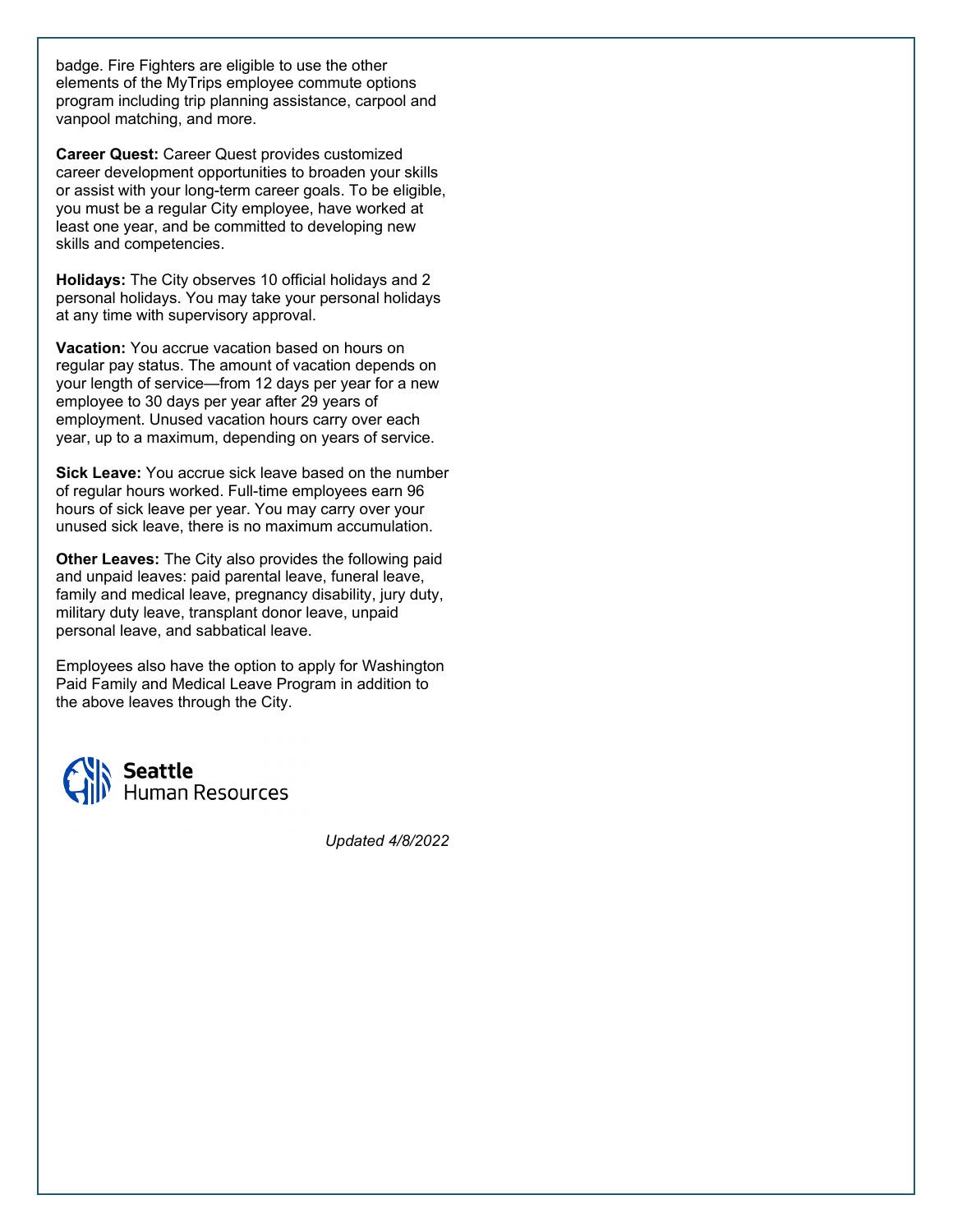badge. Fire Fighters are eligible to use the other elements of the MyTrips employee commute options program including trip planning assistance, carpool and vanpool matching, and more.

**Career Quest:** Career Quest provides customized career development opportunities to broaden your skills or assist with your long-term career goals. To be eligible, you must be a regular City employee, have worked at least one year, and be committed to developing new skills and competencies.

**Holidays:** The City observes 10 official holidays and 2 personal holidays. You may take your personal holidays at any time with supervisory approval.

**Vacation:** You accrue vacation based on hours on regular pay status. The amount of vacation depends on your length of service—from 12 days per year for a new employee to 30 days per year after 29 years of employment. Unused vacation hours carry over each year, up to a maximum, depending on years of service.

**Sick Leave:** You accrue sick leave based on the number of regular hours worked. Full-time employees earn 96 hours of sick leave per year. You may carry over your unused sick leave, there is no maximum accumulation.

**Other Leaves:** The City also provides the following paid and unpaid leaves: paid parental leave, funeral leave, family and medical leave, pregnancy disability, jury duty, military duty leave, transplant donor leave, unpaid personal leave, and sabbatical leave.

Employees also have the option to apply for Washington Paid Family and Medical Leave Program in addition to the above leaves through the City.

**Seattle**
Human Resources

*Updated 4/8/2022*